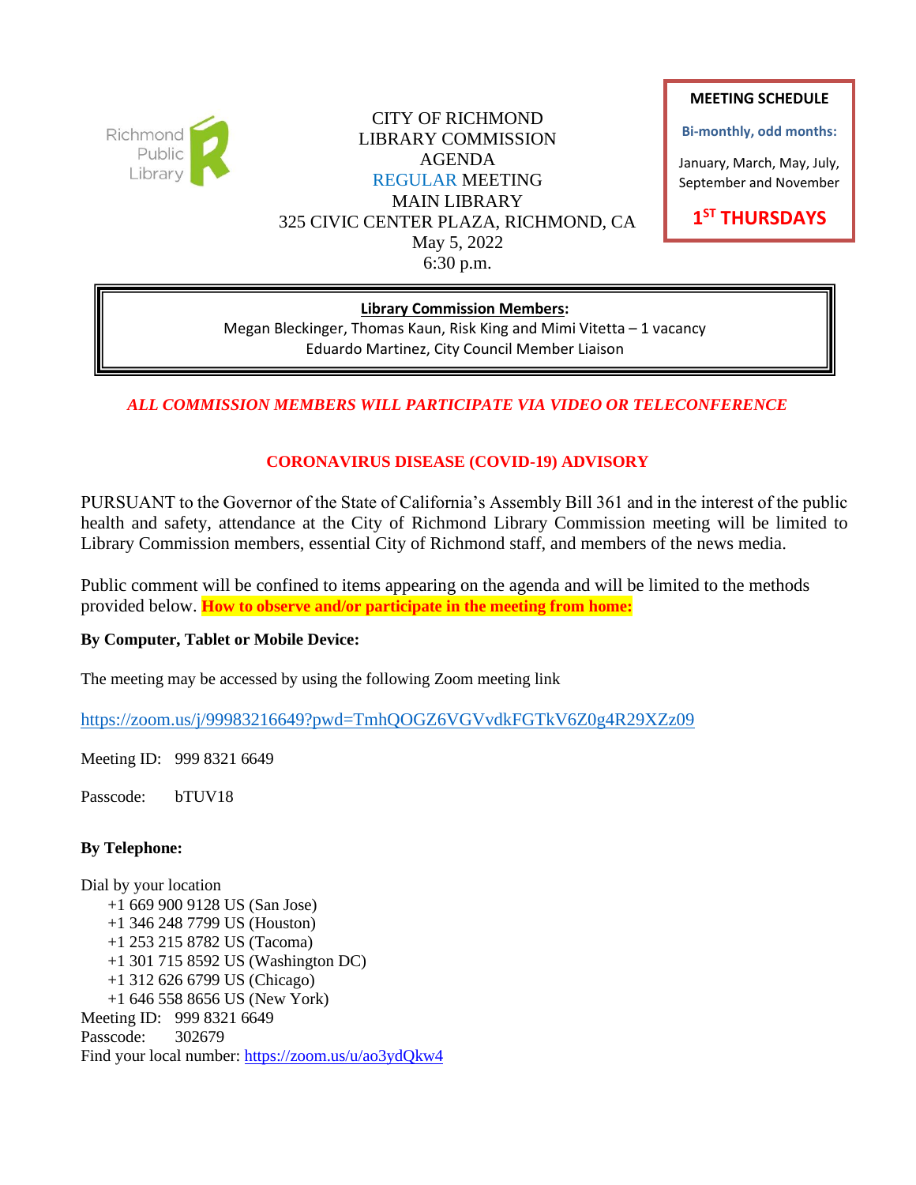Richmond Public Library

# CITY OF RICHMOND
# LIBRARY COMMISSION
# AGENDA
## REGULAR MEETING
## MAIN LIBRARY
## 325 CIVIC CENTER PLAZA, RICHMOND, CA
## May 5, 2022
## 6:30 p.m.

**MEETING SCHEDULE**

**Bi-monthly, odd months:**

January, March, May, July, September and November

**1ST THURSDAYS**

**Library Commission Members:**
Megan Bleckinger, Thomas Kaun, Risk King and Mimi Vitetta – 1 vacancy
Eduardo Martinez, City Council Member Liaison

***ALL COMMISSION MEMBERS WILL PARTICIPATE VIA VIDEO OR TELECONFERENCE***

**CORONAVIRUS DISEASE (COVID-19) ADVISORY**

PURSUANT to the Governor of the State of California's Assembly Bill 361 and in the interest of the public health and safety, attendance at the City of Richmond Library Commission meeting will be limited to Library Commission members, essential City of Richmond staff, and members of the news media.

Public comment will be confined to items appearing on the agenda and will be limited to the methods provided below. **How to observe and/or participate in the meeting from home:**

**By Computer, Tablet or Mobile Device:**

The meeting may be accessed by using the following Zoom meeting link

https://zoom.us/j/99983216649?pwd=TmhQOGZ6VGVvdkFGTkV6Z0g4R29XZz09

Meeting ID: 999 8321 6649

Passcode: bTUV18

**By Telephone:**

Dial by your location
- +1 669 900 9128 US (San Jose)
- +1 346 248 7799 US (Houston)
- +1 253 215 8782 US (Tacoma)
- +1 301 715 8592 US (Washington DC)
- +1 312 626 6799 US (Chicago)
- +1 646 558 8656 US (New York)

Meeting ID: 999 8321 6649
Passcode: 302679
Find your local number: https://zoom.us/u/ao3ydQkw4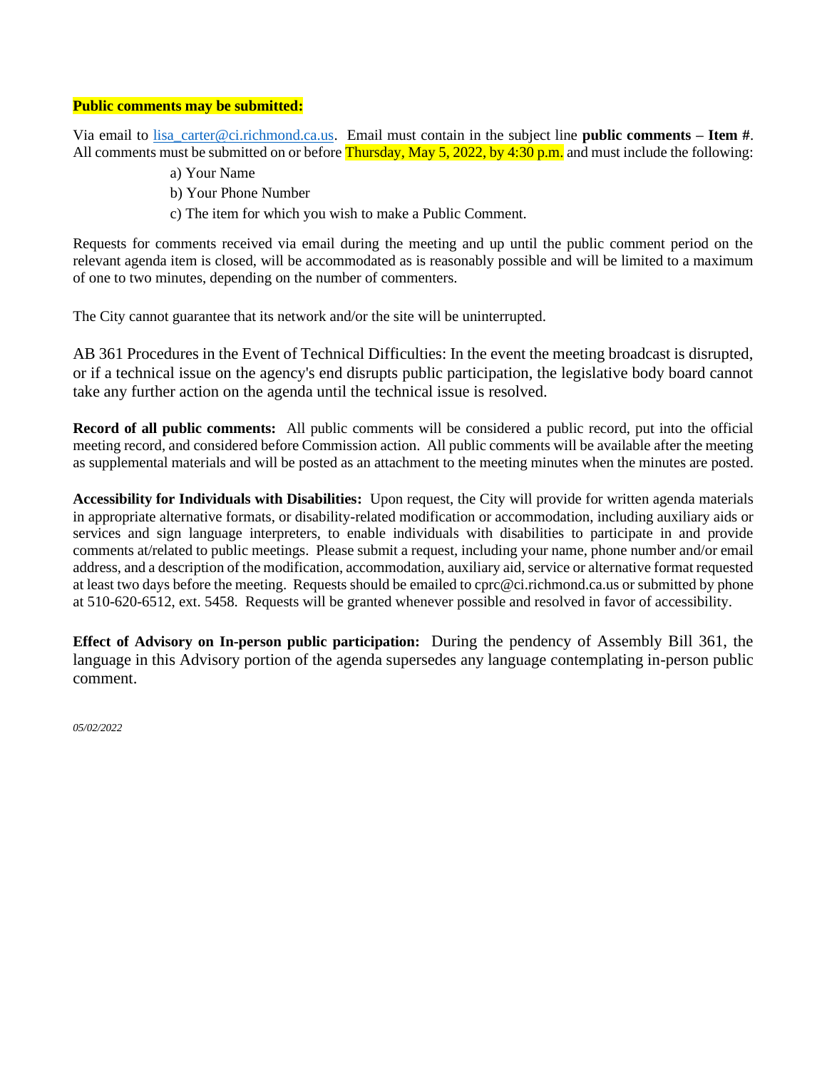**Public comments may be submitted:**

Via email to lisa_carter@ci.richmond.ca.us. Email must contain in the subject line **public comments – Item #**. All comments must be submitted on or before Thursday, May 5, 2022, by 4:30 p.m. and must include the following:

a) Your Name
b) Your Phone Number
c) The item for which you wish to make a Public Comment.

Requests for comments received via email during the meeting and up until the public comment period on the relevant agenda item is closed, will be accommodated as is reasonably possible and will be limited to a maximum of one to two minutes, depending on the number of commenters.

The City cannot guarantee that its network and/or the site will be uninterrupted.

AB 361 Procedures in the Event of Technical Difficulties: In the event the meeting broadcast is disrupted, or if a technical issue on the agency's end disrupts public participation, the legislative body board cannot take any further action on the agenda until the technical issue is resolved.

**Record of all public comments:** All public comments will be considered a public record, put into the official meeting record, and considered before Commission action. All public comments will be available after the meeting as supplemental materials and will be posted as an attachment to the meeting minutes when the minutes are posted.

**Accessibility for Individuals with Disabilities:** Upon request, the City will provide for written agenda materials in appropriate alternative formats, or disability-related modification or accommodation, including auxiliary aids or services and sign language interpreters, to enable individuals with disabilities to participate in and provide comments at/related to public meetings. Please submit a request, including your name, phone number and/or email address, and a description of the modification, accommodation, auxiliary aid, service or alternative format requested at least two days before the meeting. Requests should be emailed to cprc@ci.richmond.ca.us or submitted by phone at 510-620-6512, ext. 5458. Requests will be granted whenever possible and resolved in favor of accessibility.

**Effect of Advisory on In-person public participation:** During the pendency of Assembly Bill 361, the language in this Advisory portion of the agenda supersedes any language contemplating in-person public comment.

*05/02/2022*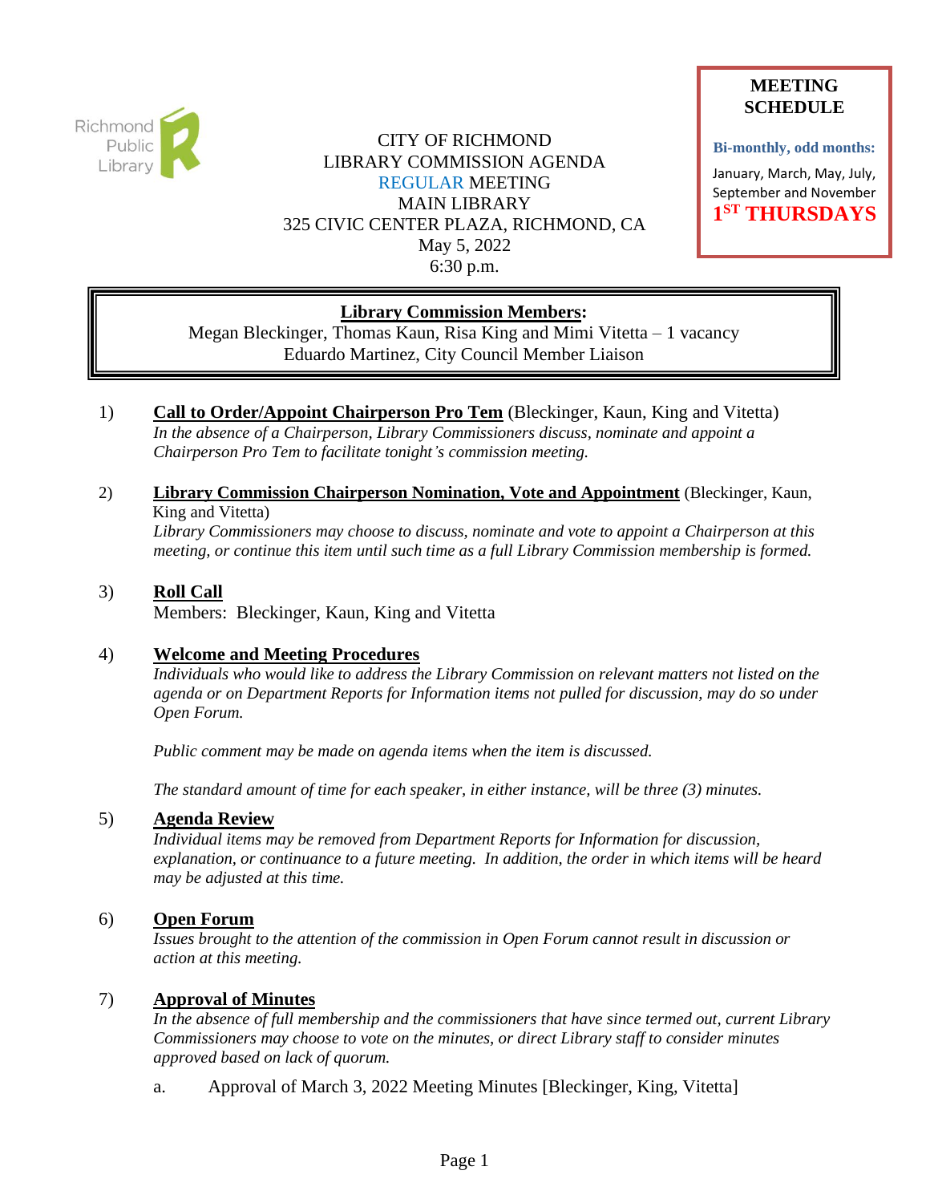**MEETING SCHEDULE**

**Bi-monthly, odd months:**

January, March, May, July, September and November

**1ST THURSDAYS**

CITY OF RICHMOND
LIBRARY COMMISSION AGENDA
REGULAR MEETING
MAIN LIBRARY
325 CIVIC CENTER PLAZA, RICHMOND, CA
May 5, 2022
6:30 p.m.

**Library Commission Members:**
Megan Bleckinger, Thomas Kaun, Risa King and Mimi Vitetta – 1 vacancy
Eduardo Martinez, City Council Member Liaison

1) **Call to Order/Appoint Chairperson Pro Tem** (Bleckinger, Kaun, King and Vitetta)
*In the absence of a Chairperson, Library Commissioners discuss, nominate and appoint a Chairperson Pro Tem to facilitate tonight's commission meeting.*

2) **Library Commission Chairperson Nomination, Vote and Appointment** (Bleckinger, Kaun, King and Vitetta)
*Library Commissioners may choose to discuss, nominate and vote to appoint a Chairperson at this meeting, or continue this item until such time as a full Library Commission membership is formed.*

3) **Roll Call**
Members: Bleckinger, Kaun, King and Vitetta

4) **Welcome and Meeting Procedures**
*Individuals who would like to address the Library Commission on relevant matters not listed on the agenda or on Department Reports for Information items not pulled for discussion, may do so under Open Forum.*

*Public comment may be made on agenda items when the item is discussed.*

*The standard amount of time for each speaker, in either instance, will be three (3) minutes.*

5) **Agenda Review**
*Individual items may be removed from Department Reports for Information for discussion, explanation, or continuance to a future meeting. In addition, the order in which items will be heard may be adjusted at this time.*

6) **Open Forum**
*Issues brought to the attention of the commission in Open Forum cannot result in discussion or action at this meeting.*

7) **Approval of Minutes**
*In the absence of full membership and the commissioners that have since termed out, current Library Commissioners may choose to vote on the minutes, or direct Library staff to consider minutes approved based on lack of quorum.*

a. Approval of March 3, 2022 Meeting Minutes [Bleckinger, King, Vitetta]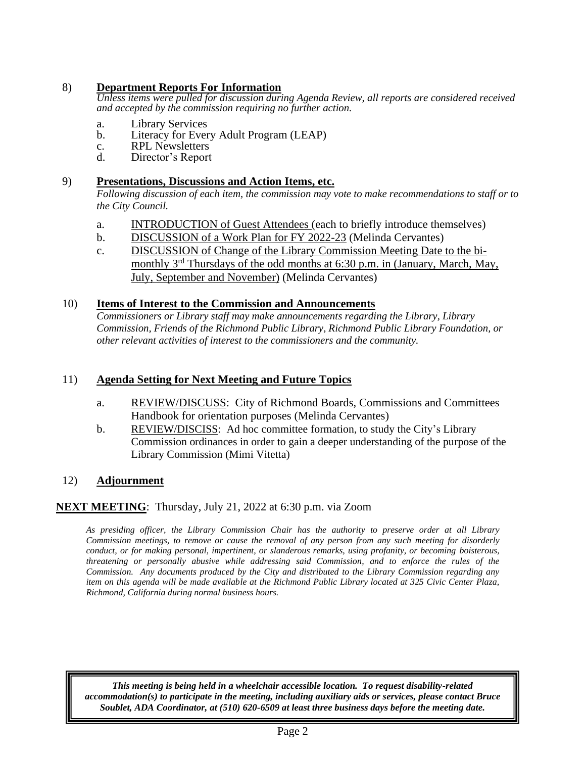8) **Department Reports For Information**

*Unless items were pulled for discussion during Agenda Review, all reports are considered received and accepted by the commission requiring no further action.*

a. Library Services
b. Literacy for Every Adult Program (LEAP)
c. RPL Newsletters
d. Director's Report

9) **Presentations, Discussions and Action Items, etc.**

*Following discussion of each item, the commission may vote to make recommendations to staff or to the City Council.*

a. INTRODUCTION of Guest Attendees (each to briefly introduce themselves)
b. DISCUSSION of a Work Plan for FY 2022-23 (Melinda Cervantes)
c. DISCUSSION of Change of the Library Commission Meeting Date to the bi-monthly 3rd Thursdays of the odd months at 6:30 p.m. in (January, March, May, July, September and November) (Melinda Cervantes)

10) **Items of Interest to the Commission and Announcements**

*Commissioners or Library staff may make announcements regarding the Library, Library Commission, Friends of the Richmond Public Library, Richmond Public Library Foundation, or other relevant activities of interest to the commissioners and the community.*

11) **Agenda Setting for Next Meeting and Future Topics**

a. REVIEW/DISCUSS: City of Richmond Boards, Commissions and Committees Handbook for orientation purposes (Melinda Cervantes)
b. REVIEW/DISCISS: Ad hoc committee formation, to study the City's Library Commission ordinances in order to gain a deeper understanding of the purpose of the Library Commission (Mimi Vitetta)

12) **Adjournment**

**NEXT MEETING**: Thursday, July 21, 2022 at 6:30 p.m. via Zoom

*As presiding officer, the Library Commission Chair has the authority to preserve order at all Library Commission meetings, to remove or cause the removal of any person from any such meeting for disorderly conduct, or for making personal, impertinent, or slanderous remarks, using profanity, or becoming boisterous, threatening or personally abusive while addressing said Commission, and to enforce the rules of the Commission. Any documents produced by the City and distributed to the Library Commission regarding any item on this agenda will be made available at the Richmond Public Library located at 325 Civic Center Plaza, Richmond, California during normal business hours.*

***This meeting is being held in a wheelchair accessible location. To request disability-related accommodation(s) to participate in the meeting, including auxiliary aids or services, please contact Bruce Soublet, ADA Coordinator, at (510) 620-6509 at least three business days before the meeting date.***